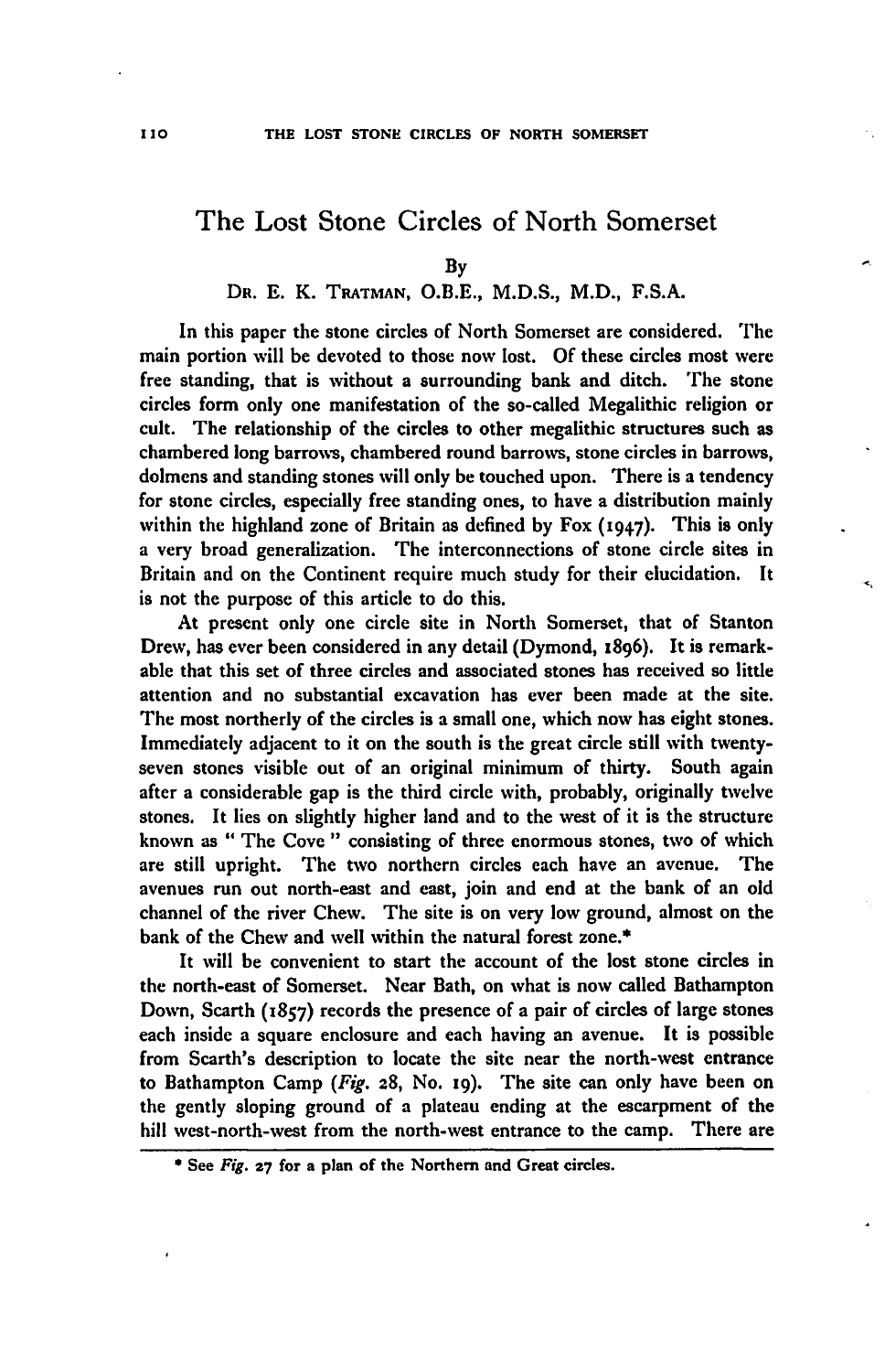# The Lost Stone Circles of North Somerset

By

DR. E. K. TRATMAN, O.B.E., M.D.S., M.D., F.S.A.

In this paper the stone circles of North Somerset are considered. The main portion will be devoted to those now lost. Of these circles most were free standing, that is without a surrounding bank and ditch. The stone circles form only one manifestation of the so-called Megalithic religion or cult. The relationship of the circles to other megalithic structures such as chambered long barrows, chambered round barrows, stone circles in barrows, dolmens and standing stones will only be touched upon. There is a tendency for stone circles, especially free standing ones, to have a distribution mainly within the highland zone of Britain as defined by Fox (1947). This is only a very broad generalization. The interconnections of stone circle sites in Britain and on the Continent require much study for their elucidation. It is not the purpose of this article to do this.

At present only one circle site in North Somerset, that of Stanton Drew, has ever been considered in any detail (Dymond, 1896). It is remarkable that this set of three circles and associated stones has received so little attention and no substantial excavation has ever been made at the site. The most northerly of the circles is a small one, which now has eight stones. Immediately adjacent to it on the south is the great circle still with twenty-seven stones visible out of an original minimum of thirty. South again after a considerable gap is the third circle with, probably, originally twelve stones. It lies on slightly higher land and to the west of it is the structure known as " The Cove " consisting of three enormous stones, two of which are still upright. The two northern circles each have an avenue. The avenues run out north-east and east, join and end at the bank of an old channel of the river Chew. The site is on very low ground, almost on the bank of the Chew and well within the natural forest zone.*

It will be convenient to start the account of the lost stone circles in the north-east of Somerset. Near Bath, on what is now called Bathampton Down, Scarth (1857) records the presence of a pair of circles of large stones each inside a square enclosure and each having an avenue. It is possible from Scarth's description to locate the site near the north-west entrance to Bathampton Camp (*Fig.* 28, No. 19). The site can only have been on the gently sloping ground of a plateau ending at the escarpment of the hill west-north-west from the north-west entrance to the camp. There are

* See *Fig.* 27 for a plan of the Northern and Great circles.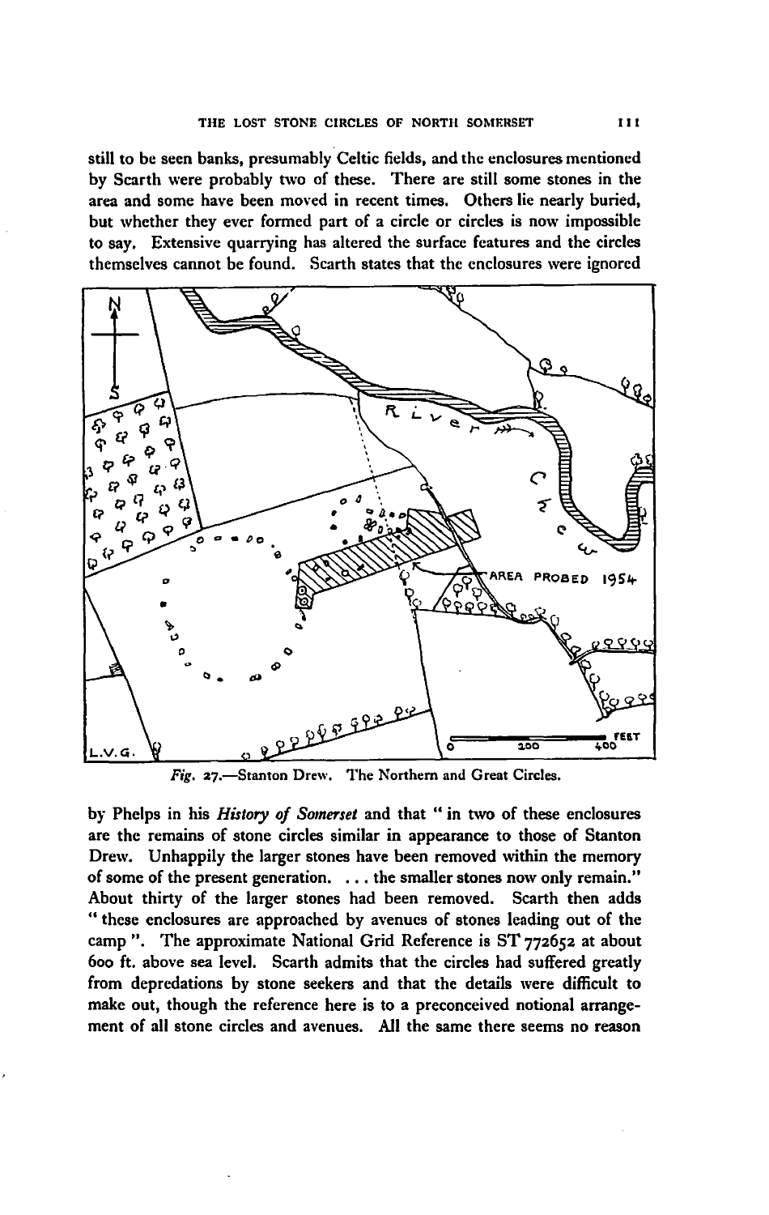still to be seen banks, presumably Celtic fields, and the enclosures mentioned by Scarth were probably two of these. There are still some stones in the area and some have been moved in recent times. Others lie nearly buried, but whether they ever formed part of a circle or circles is now impossible to say. Extensive quarrying has altered the surface features and the circles themselves cannot be found. Scarth states that the enclosures were ignored

*Fig. 27.*—Stanton Drew. The Northern and Great Circles.

by Phelps in his *History of Somerset* and that " in two of these enclosures are the remains of stone circles similar in appearance to those of Stanton Drew. Unhappily the larger stones have been removed within the memory of some of the present generation. . . . the smaller stones now only remain." About thirty of the larger stones had been removed. Scarth then adds " these enclosures are approached by avenues of stones leading out of the camp ". The approximate National Grid Reference is ST 772652 at about 600 ft. above sea level. Scarth admits that the circles had suffered greatly from depredations by stone seekers and that the details were difficult to make out, though the reference here is to a preconceived notional arrangement of all stone circles and avenues. All the same there seems no reason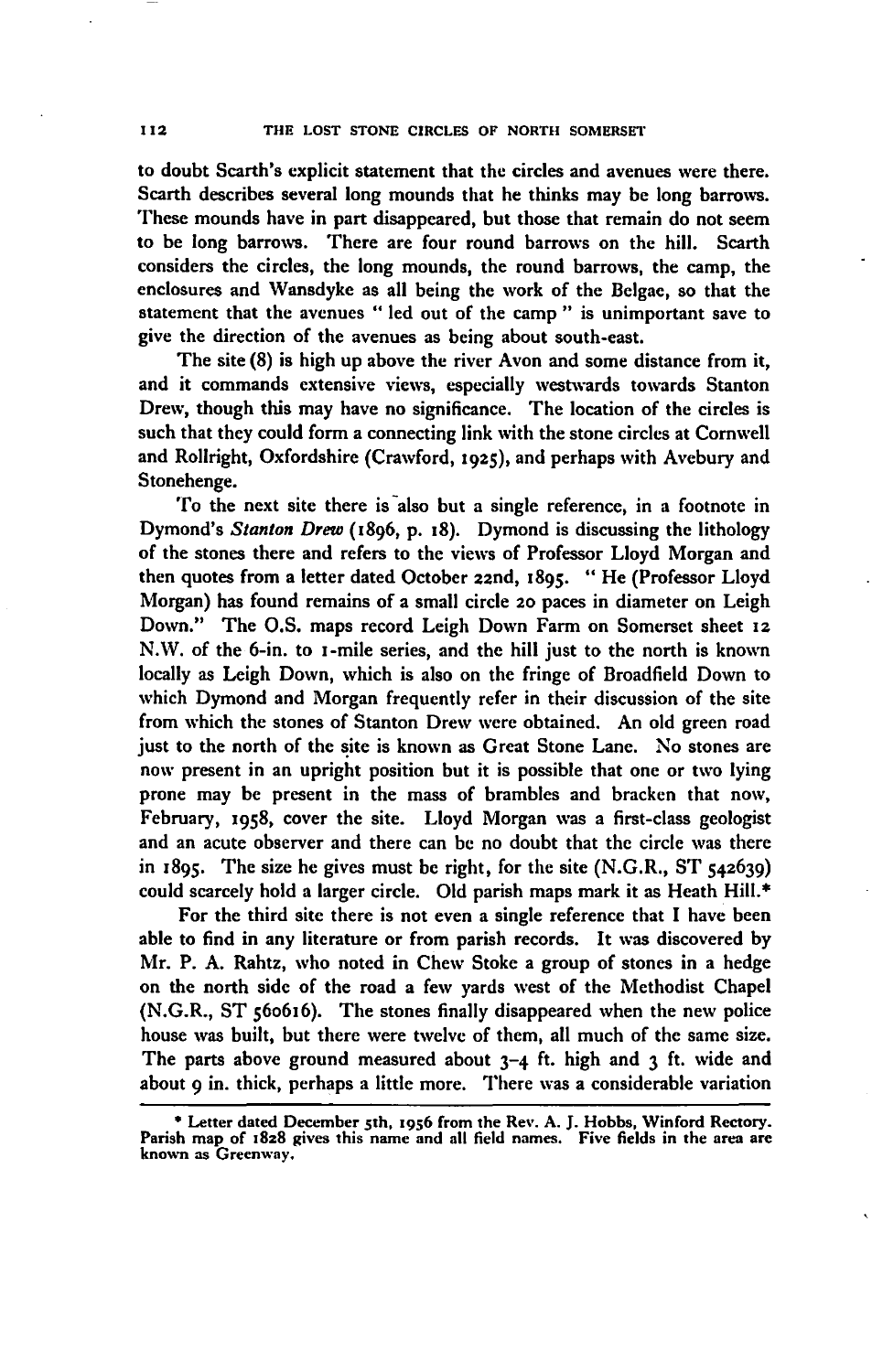to doubt Scarth's explicit statement that the circles and avenues were there. Scarth describes several long mounds that he thinks may be long barrows. These mounds have in part disappeared, but those that remain do not seem to be long barrows. There are four round barrows on the hill. Scarth considers the circles, the long mounds, the round barrows, the camp, the enclosures and Wansdyke as all being the work of the Belgae, so that the statement that the avenues " led out of the camp " is unimportant save to give the direction of the avenues as being about south-east.

The site (8) is high up above the river Avon and some distance from it, and it commands extensive views, especially westwards towards Stanton Drew, though this may have no significance. The location of the circles is such that they could form a connecting link with the stone circles at Cornwell and Rollright, Oxfordshire (Crawford, 1925), and perhaps with Avebury and Stonehenge.

To the next site there is also but a single reference, in a footnote in Dymond's *Stanton Drew* (1896, p. 18). Dymond is discussing the lithology of the stones there and refers to the views of Professor Lloyd Morgan and then quotes from a letter dated October 22nd, 1895. " He (Professor Lloyd Morgan) has found remains of a small circle 20 paces in diameter on Leigh Down." The O.S. maps record Leigh Down Farm on Somerset sheet 12 N.W. of the 6-in. to 1-mile series, and the hill just to the north is known locally as Leigh Down, which is also on the fringe of Broadfield Down to which Dymond and Morgan frequently refer in their discussion of the site from which the stones of Stanton Drew were obtained. An old green road just to the north of the site is known as Great Stone Lane. No stones are now present in an upright position but it is possible that one or two lying prone may be present in the mass of brambles and bracken that now, February, 1958, cover the site. Lloyd Morgan was a first-class geologist and an acute observer and there can be no doubt that the circle was there in 1895. The size he gives must be right, for the site (N.G.R., ST 542639) could scarcely hold a larger circle. Old parish maps mark it as Heath Hill.*

For the third site there is not even a single reference that I have been able to find in any literature or from parish records. It was discovered by Mr. P. A. Rahtz, who noted in Chew Stoke a group of stones in a hedge on the north side of the road a few yards west of the Methodist Chapel (N.G.R., ST 560616). The stones finally disappeared when the new police house was built, but there were twelve of them, all much of the same size. The parts above ground measured about 3–4 ft. high and 3 ft. wide and about 9 in. thick, perhaps a little more. There was a considerable variation

---

* Letter dated December 5th, 1956 from the Rev. A. J. Hobbs, Winford Rectory. Parish map of 1828 gives this name and all field names. Five fields in the area are known as Greenway.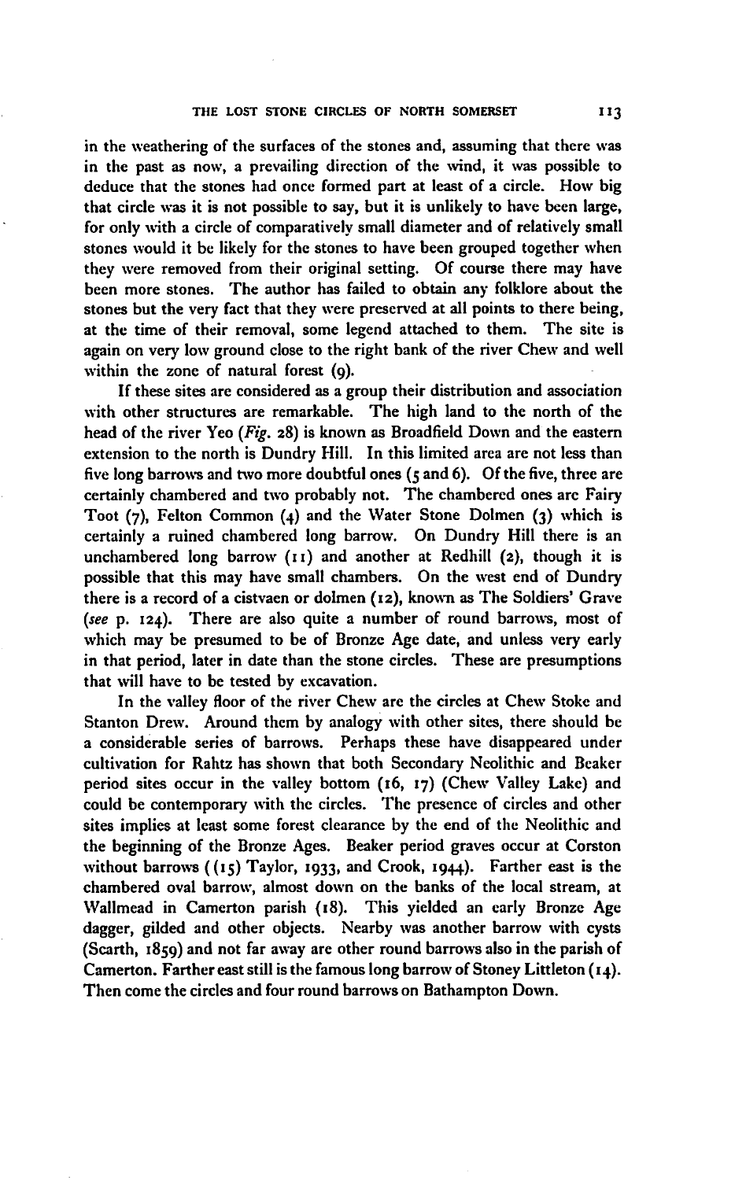in the weathering of the surfaces of the stones and, assuming that there was in the past as now, a prevailing direction of the wind, it was possible to deduce that the stones had once formed part at least of a circle. How big that circle was it is not possible to say, but it is unlikely to have been large, for only with a circle of comparatively small diameter and of relatively small stones would it be likely for the stones to have been grouped together when they were removed from their original setting. Of course there may have been more stones. The author has failed to obtain any folklore about the stones but the very fact that they were preserved at all points to there being, at the time of their removal, some legend attached to them. The site is again on very low ground close to the right bank of the river Chew and well within the zone of natural forest (9).

If these sites are considered as a group their distribution and association with other structures are remarkable. The high land to the north of the head of the river Yeo (*Fig.* 28) is known as Broadfield Down and the eastern extension to the north is Dundry Hill. In this limited area are not less than five long barrows and two more doubtful ones (5 and 6). Of the five, three are certainly chambered and two probably not. The chambered ones are Fairy Toot (7), Felton Common (4) and the Water Stone Dolmen (3) which is certainly a ruined chambered long barrow. On Dundry Hill there is an unchambered long barrow (11) and another at Redhill (2), though it is possible that this may have small chambers. On the west end of Dundry there is a record of a cistvaen or dolmen (12), known as The Soldiers' Grave (*see* p. 124). There are also quite a number of round barrows, most of which may be presumed to be of Bronze Age date, and unless very early in that period, later in date than the stone circles. These are presumptions that will have to be tested by excavation.

In the valley floor of the river Chew are the circles at Chew Stoke and Stanton Drew. Around them by analogy with other sites, there should be a considerable series of barrows. Perhaps these have disappeared under cultivation for Rahtz has shown that both Secondary Neolithic and Beaker period sites occur in the valley bottom (16, 17) (Chew Valley Lake) and could be contemporary with the circles. The presence of circles and other sites implies at least some forest clearance by the end of the Neolithic and the beginning of the Bronze Ages. Beaker period graves occur at Corston without barrows ((15) Taylor, 1933, and Crook, 1944). Farther east is the chambered oval barrow, almost down on the banks of the local stream, at Wallmead in Camerton parish (18). This yielded an early Bronze Age dagger, gilded and other objects. Nearby was another barrow with cysts (Scarth, 1859) and not far away are other round barrows also in the parish of Camerton. Farther east still is the famous long barrow of Stoney Littleton (14). Then come the circles and four round barrows on Bathampton Down.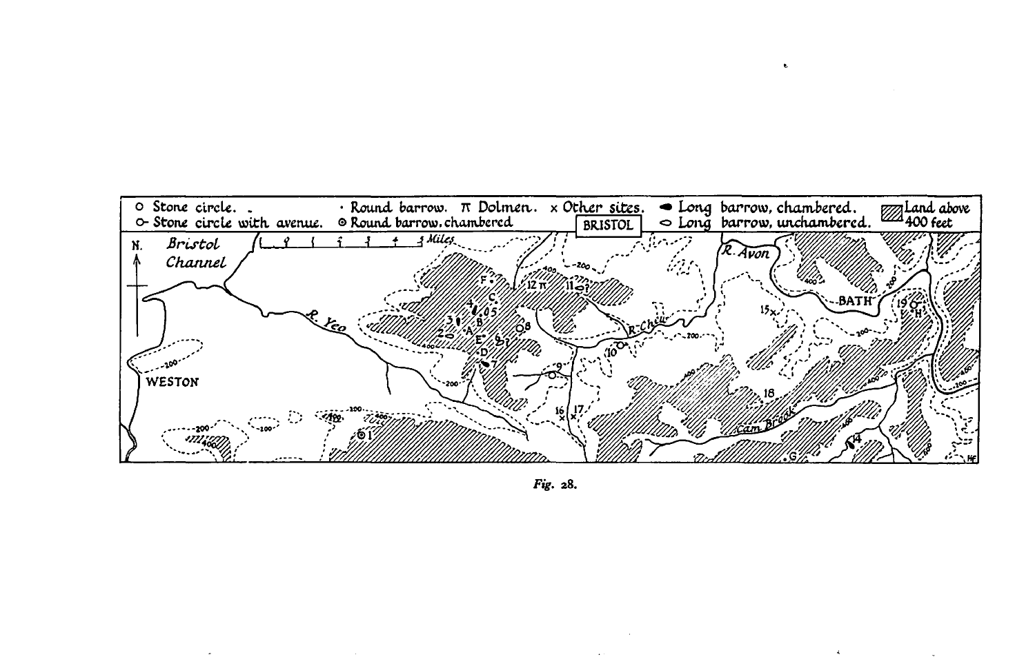Fig. 28.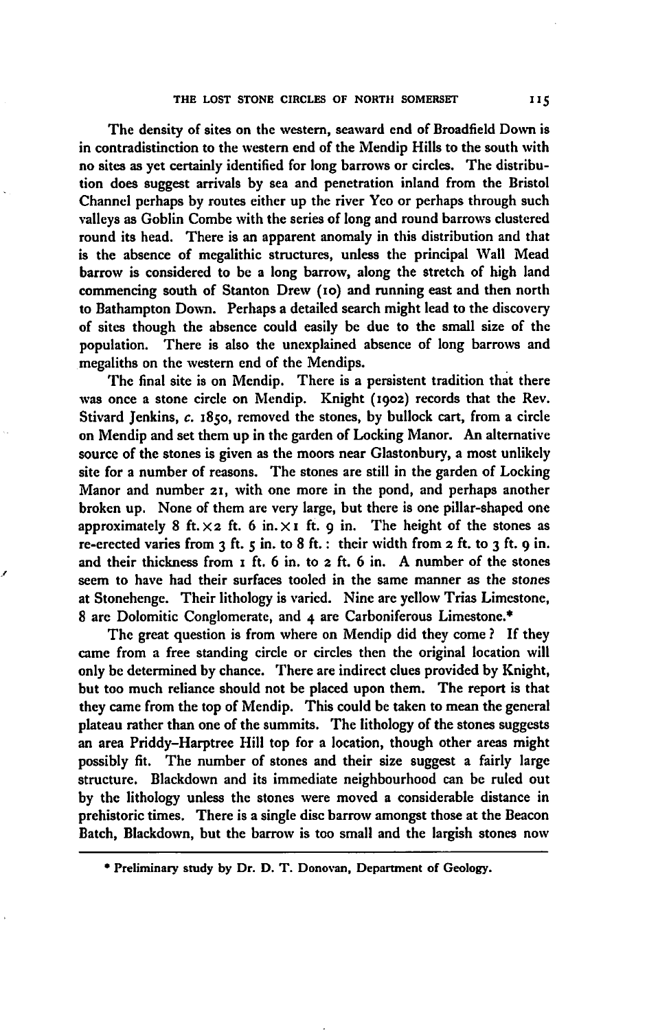The density of sites on the western, seaward end of Broadfield Down is in contradistinction to the western end of the Mendip Hills to the south with no sites as yet certainly identified for long barrows or circles. The distribution does suggest arrivals by sea and penetration inland from the Bristol Channel perhaps by routes either up the river Yeo or perhaps through such valleys as Goblin Combe with the series of long and round barrows clustered round its head. There is an apparent anomaly in this distribution and that is the absence of megalithic structures, unless the principal Wall Mead barrow is considered to be a long barrow, along the stretch of high land commencing south of Stanton Drew (10) and running east and then north to Bathampton Down. Perhaps a detailed search might lead to the discovery of sites though the absence could easily be due to the small size of the population. There is also the unexplained absence of long barrows and megaliths on the western end of the Mendips.

The final site is on Mendip. There is a persistent tradition that there was once a stone circle on Mendip. Knight (1902) records that the Rev. Stivard Jenkins, *c.* 1850, removed the stones, by bullock cart, from a circle on Mendip and set them up in the garden of Locking Manor. An alternative source of the stones is given as the moors near Glastonbury, a most unlikely site for a number of reasons. The stones are still in the garden of Locking Manor and number 21, with one more in the pond, and perhaps another broken up. None of them are very large, but there is one pillar-shaped one approximately 8 ft. × 2 ft. 6 in. × 1 ft. 9 in. The height of the stones as re-erected varies from 3 ft. 5 in. to 8 ft.: their width from 2 ft. to 3 ft. 9 in. and their thickness from 1 ft. 6 in. to 2 ft. 6 in. A number of the stones seem to have had their surfaces tooled in the same manner as the stones at Stonehenge. Their lithology is varied. Nine are yellow Trias Limestone, 8 are Dolomitic Conglomerate, and 4 are Carboniferous Limestone.*

The great question is from where on Mendip did they come? If they came from a free standing circle or circles then the original location will only be determined by chance. There are indirect clues provided by Knight, but too much reliance should not be placed upon them. The report is that they came from the top of Mendip. This could be taken to mean the general plateau rather than one of the summits. The lithology of the stones suggests an area Priddy–Harptree Hill top for a location, though other areas might possibly fit. The number of stones and their size suggest a fairly large structure. Blackdown and its immediate neighbourhood can be ruled out by the lithology unless the stones were moved a considerable distance in prehistoric times. There is a single disc barrow amongst those at the Beacon Batch, Blackdown, but the barrow is too small and the largish stones now

---

* Preliminary study by Dr. D. T. Donovan, Department of Geology.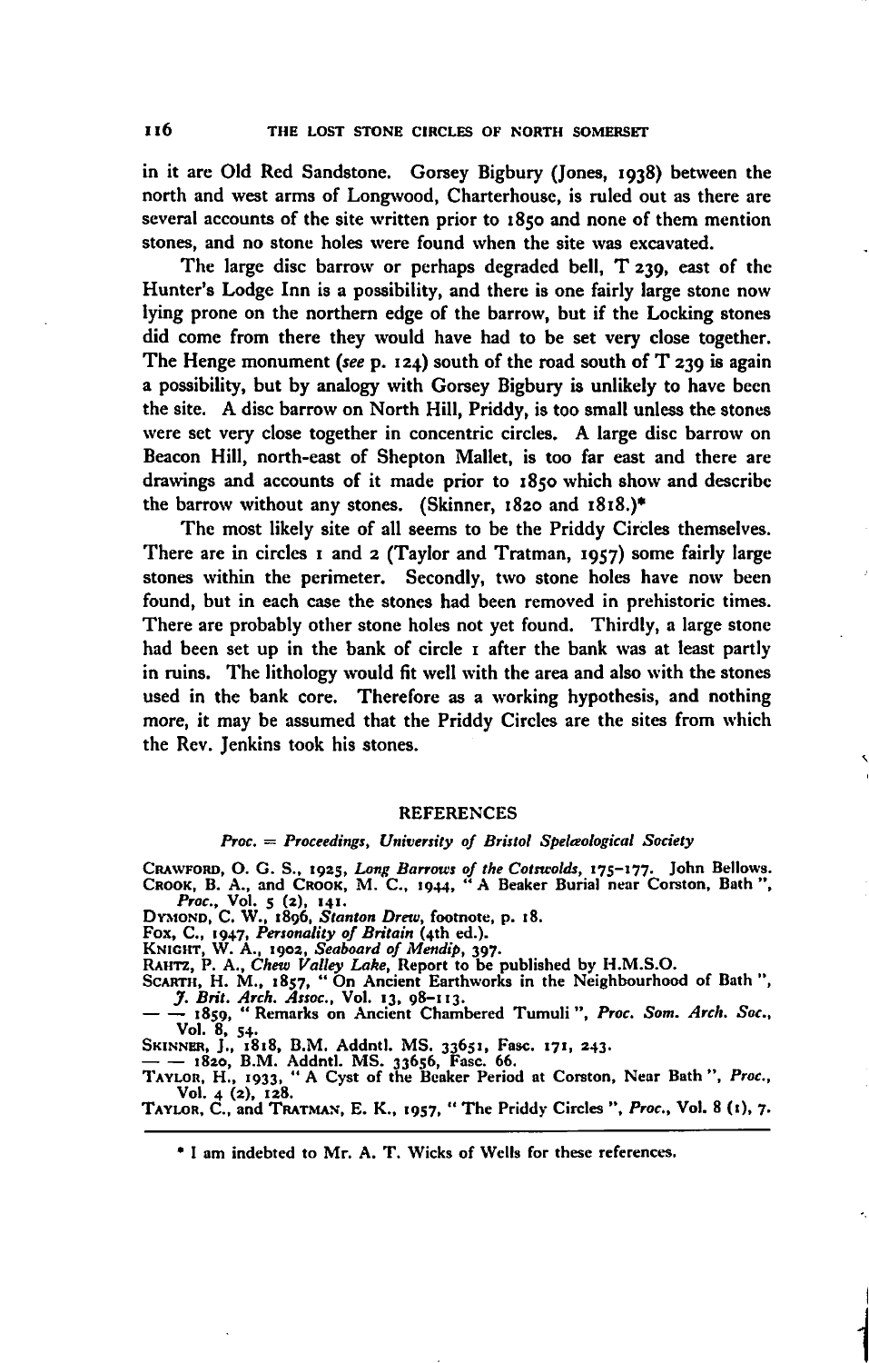in it are Old Red Sandstone. Gorsey Bigbury (Jones, 1938) between the north and west arms of Longwood, Charterhouse, is ruled out as there are several accounts of the site written prior to 1850 and none of them mention stones, and no stone holes were found when the site was excavated.

The large disc barrow or perhaps degraded bell, T 239, east of the Hunter's Lodge Inn is a possibility, and there is one fairly large stone now lying prone on the northern edge of the barrow, but if the Locking stones did come from there they would have had to be set very close together. The Henge monument (*see* p. 124) south of the road south of T 239 is again a possibility, but by analogy with Gorsey Bigbury is unlikely to have been the site. A disc barrow on North Hill, Priddy, is too small unless the stones were set very close together in concentric circles. A large disc barrow on Beacon Hill, north-east of Shepton Mallet, is too far east and there are drawings and accounts of it made prior to 1850 which show and describe the barrow without any stones. (Skinner, 1820 and 1818.)*

The most likely site of all seems to be the Priddy Circles themselves. There are in circles 1 and 2 (Taylor and Tratman, 1957) some fairly large stones within the perimeter. Secondly, two stone holes have now been found, but in each case the stones had been removed in prehistoric times. There are probably other stone holes not yet found. Thirdly, a large stone had been set up in the bank of circle 1 after the bank was at least partly in ruins. The lithology would fit well with the area and also with the stones used in the bank core. Therefore as a working hypothesis, and nothing more, it may be assumed that the Priddy Circles are the sites from which the Rev. Jenkins took his stones.

## REFERENCES

*Proc.* = *Proceedings, University of Bristol Spelæological Society*

Crawford, O. G. S., 1925, *Long Barrows of the Cotswolds*, 175–177. John Bellows.
Crook, B. A., and Crook, M. C., 1944, "A Beaker Burial near Corston, Bath", *Proc.*, Vol. 5 (2), 141.
Dymond, C. W., 1896, *Stanton Drew*, footnote, p. 18.
Fox, C., 1947, *Personality of Britain* (4th ed.).
Knight, W. A., 1902, *Seaboard of Mendip*, 397.
Rahtz, P. A., *Chew Valley Lake*, Report to be published by H.M.S.O.
Scarth, H. M., 1857, "On Ancient Earthworks in the Neighbourhood of Bath", *J. Brit. Arch. Assoc.*, Vol. 13, 98–113.
— — 1859, "Remarks on Ancient Chambered Tumuli", *Proc. Som. Arch. Soc.*, Vol. 8, 54.
Skinner, J., 1818, B.M. Addntl. MS. 33651, Fasc. 171, 243.
— — 1820, B.M. Addntl. MS. 33656, Fasc. 66.
Taylor, H., 1933, "A Cyst of the Beaker Period at Corston, Near Bath", *Proc.*, Vol. 4 (2), 128.
Taylor, C., and Tratman, E. K., 1957, "The Priddy Circles", *Proc.*, Vol. 8 (1), 7.

---

* I am indebted to Mr. A. T. Wicks of Wells for these references.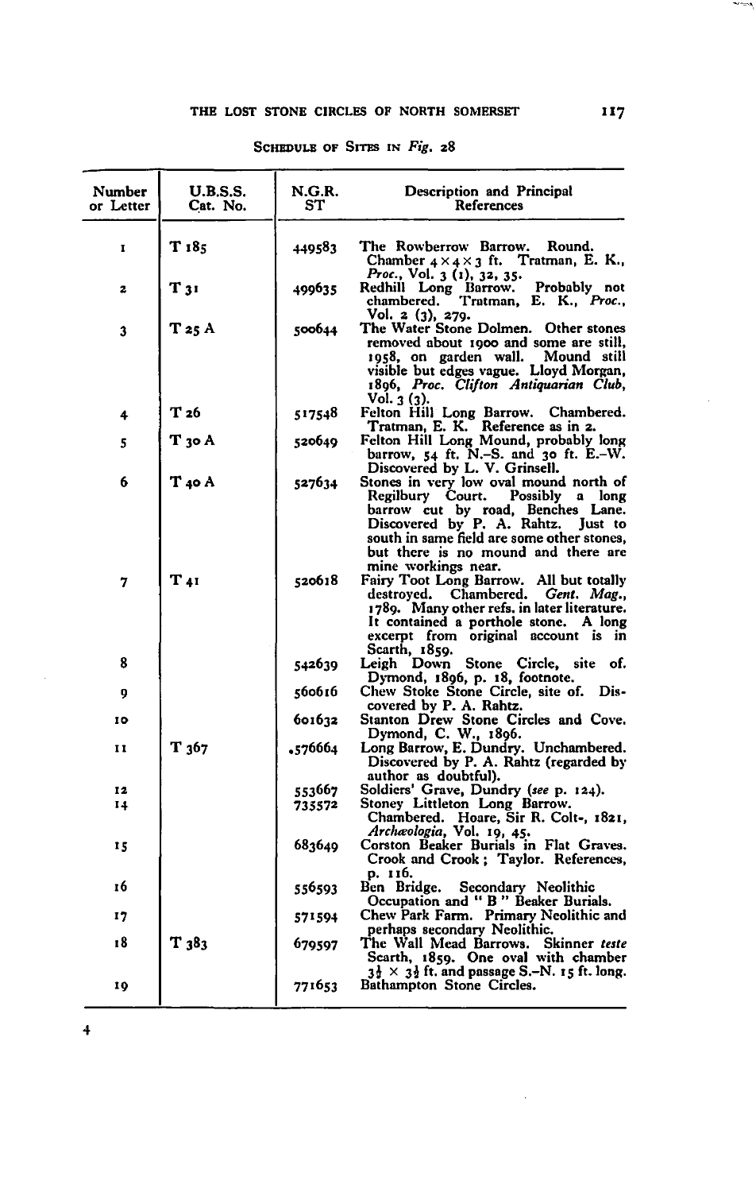Schedule of Sites in *Fig.* 28

| Number or Letter | U.B.S.S. Cat. No. | N.G.R. ST | Description and Principal References |
|---|---|---|---|
| 1 | T 185 | 449583 | The Rowberrow Barrow. Round. Chamber 4 × 4 × 3 ft. Tratman, E. K., *Proc.*, Vol. 3 (1), 32, 35. |
| 2 | T 31 | 499635 | Redhill Long Barrow. Probably not chambered. Tratman, E. K., *Proc.*, Vol. 2 (3), 279. |
| 3 | T 25 A | 500644 | The Water Stone Dolmen. Other stones removed about 1900 and some are still, 1958, on garden wall. Mound still visible but edges vague. Lloyd Morgan, 1896, *Proc. Clifton Antiquarian Club*, Vol. 3 (3). |
| 4 | T 26 | 517548 | Felton Hill Long Barrow. Chambered. Tratman, E. K. Reference as in 2. |
| 5 | T 30 A | 520649 | Felton Hill Long Mound, probably long barrow, 54 ft. N.–S. and 30 ft. E.–W. Discovered by L. V. Grinsell. |
| 6 | T 40 A | 527634 | Stones in very low oval mound north of Regilbury Court. Possibly a long barrow cut by road, Benches Lane. Discovered by P. A. Rahtz. Just to south in same field are some other stones, but there is no mound and there are mine workings near. |
| 7 | T 41 | 520618 | Fairy Toot Long Barrow. All but totally destroyed. Chambered. *Gent. Mag.*, 1789. Many other refs. in later literature. It contained a porthole stone. A long excerpt from original account is in Scarth, 1859. |
| 8 | | 542639 | Leigh Down Stone Circle, site of. Dymond, 1896, p. 18, footnote. |
| 9 | | 560616 | Chew Stoke Stone Circle, site of. Discovered by P. A. Rahtz. |
| 10 | | 601632 | Stanton Drew Stone Circles and Cove. Dymond, C. W., 1896. |
| 11 | T 367 | .576664 | Long Barrow, E. Dundry. Unchambered. Discovered by P. A. Rahtz (regarded by author as doubtful). |
| 12 | | 553667 | Soldiers' Grave, Dundry (*see* p. 124). |
| 14 | | 735572 | Stoney Littleton Long Barrow. Chambered. Hoare, Sir R. Colt-, 1821, *Archæologia*, Vol. 19, 45. |
| 15 | | 683649 | Corston Beaker Burials in Flat Graves. Crook and Crook; Taylor. References, p. 116. |
| 16 | | 556593 | Ben Bridge. Secondary Neolithic Occupation and " B " Beaker Burials. |
| 17 | | 571594 | Chew Park Farm. Primary Neolithic and perhaps secondary Neolithic. |
| 18 | T 383 | 679597 | The Wall Mead Barrows. Skinner *teste* Scarth, 1859. One oval with chamber 3½ × 3½ ft. and passage S.–N. 15 ft. long. |
| 19 | | 771653 | Bathampton Stone Circles. |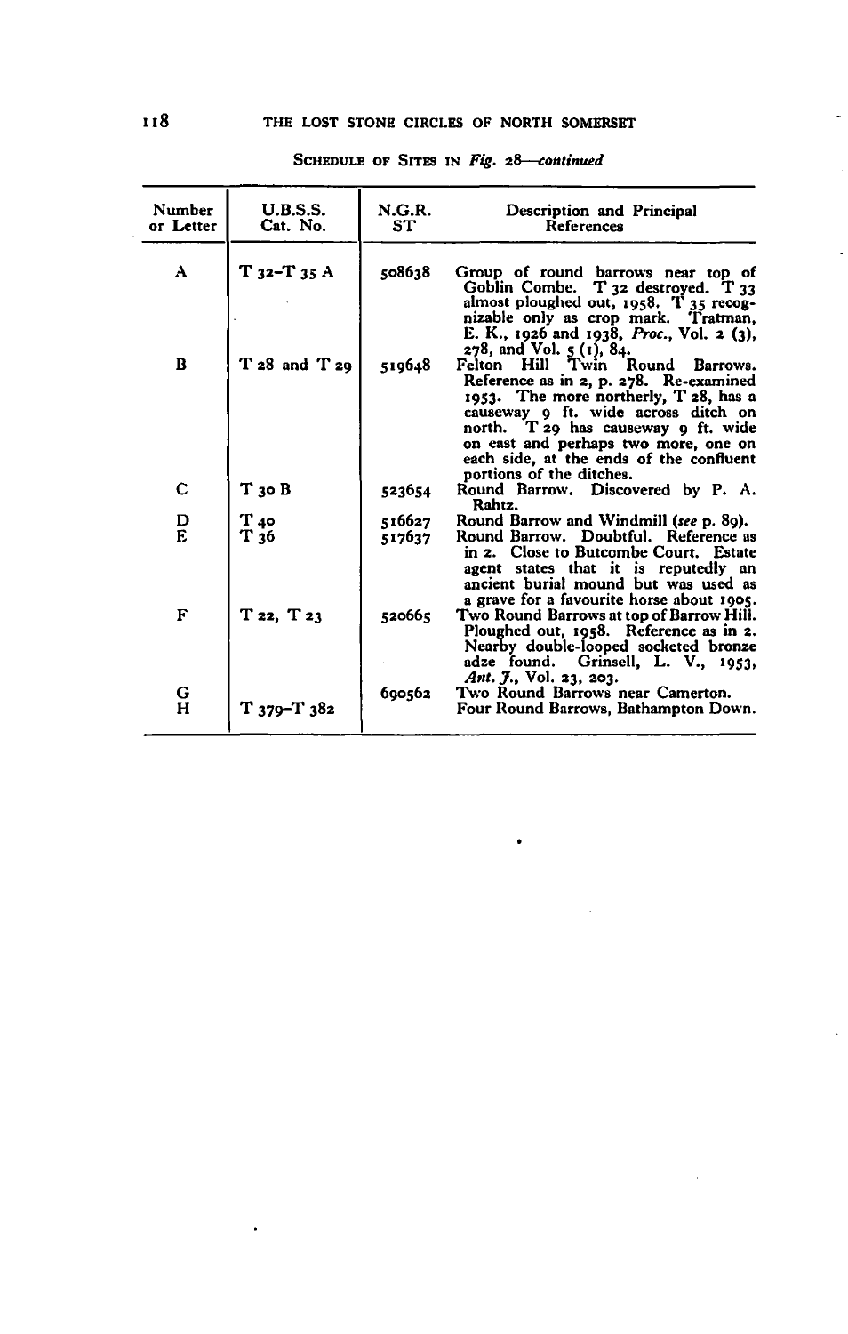SCHEDULE OF SITES IN *Fig.* 28—*continued*

| Number or Letter | U.B.S.S. Cat. No. | N.G.R. ST | Description and Principal References |
|---|---|---|---|
| A | T 32–T 35 A | 508638 | Group of round barrows near top of Goblin Combe. T 32 destroyed. T 33 almost ploughed out, 1958. T 35 recognizable only as crop mark. Tratman, E. K., 1926 and 1938, *Proc.*, Vol. 2 (3), 278, and Vol. 5 (1), 84. |
| B | T 28 and T 29 | 519648 | Felton Hill Twin Round Barrows. Reference as in 2, p. 278. Re-examined 1953. The more northerly, T 28, has a causeway 9 ft. wide across ditch on north. T 29 has causeway 9 ft. wide on east and perhaps two more, one on each side, at the ends of the confluent portions of the ditches. |
| C | T 30 B | 523654 | Round Barrow. Discovered by P. A. Rahtz. |
| D | T 40 | 516627 | Round Barrow and Windmill (*see* p. 89). |
| E | T 36 | 517637 | Round Barrow. Doubtful. Reference as in 2. Close to Butcombe Court. Estate agent states that it is reputedly an ancient burial mound but was used as a grave for a favourite horse about 1905. |
| F | T 22, T 23 | 520665 | Two Round Barrows at top of Barrow Hill. Ploughed out, 1958. Reference as in 2. Nearby double-looped socketed bronze adze found. Grinsell, L. V., 1953, *Ant. J.*, Vol. 23, 203. |
| G | | 690562 | Two Round Barrows near Camerton. |
| H | T 379–T 382 | | Four Round Barrows, Bathampton Down. |